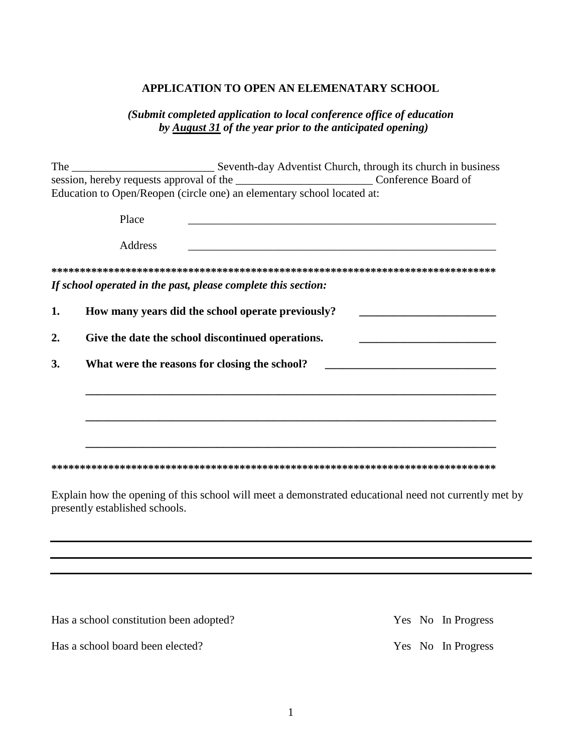**APPLICATION TO OPEN AN ELEMENATARY SCHOOL**

***(Submit completed application to local conference office of education by August 31 of the year prior to the anticipated opening)***

The _________________________ Seventh-day Adventist Church, through its church in business session, hereby requests approval of the ________________________ Conference Board of Education to Open/Reopen (circle one) an elementary school located at:

Place ________________________________________________________

Address ________________________________________________________

*******************************************************************************

***If school operated in the past, please complete this section:***

1. **How many years did the school operate previously?** ________________________

2. **Give the date the school discontinued operations.** ________________________

3. **What were the reasons for closing the school?** ______________________________

   ___________________________________________________________________________

   ___________________________________________________________________________

   ___________________________________________________________________________

*******************************************************************************

Explain how the opening of this school will meet a demonstrated educational need not currently met by presently established schools.

_______________________________________________________________________________

_______________________________________________________________________________

_______________________________________________________________________________

Has a school constitution been adopted? Yes No In Progress

Has a school board been elected? Yes No In Progress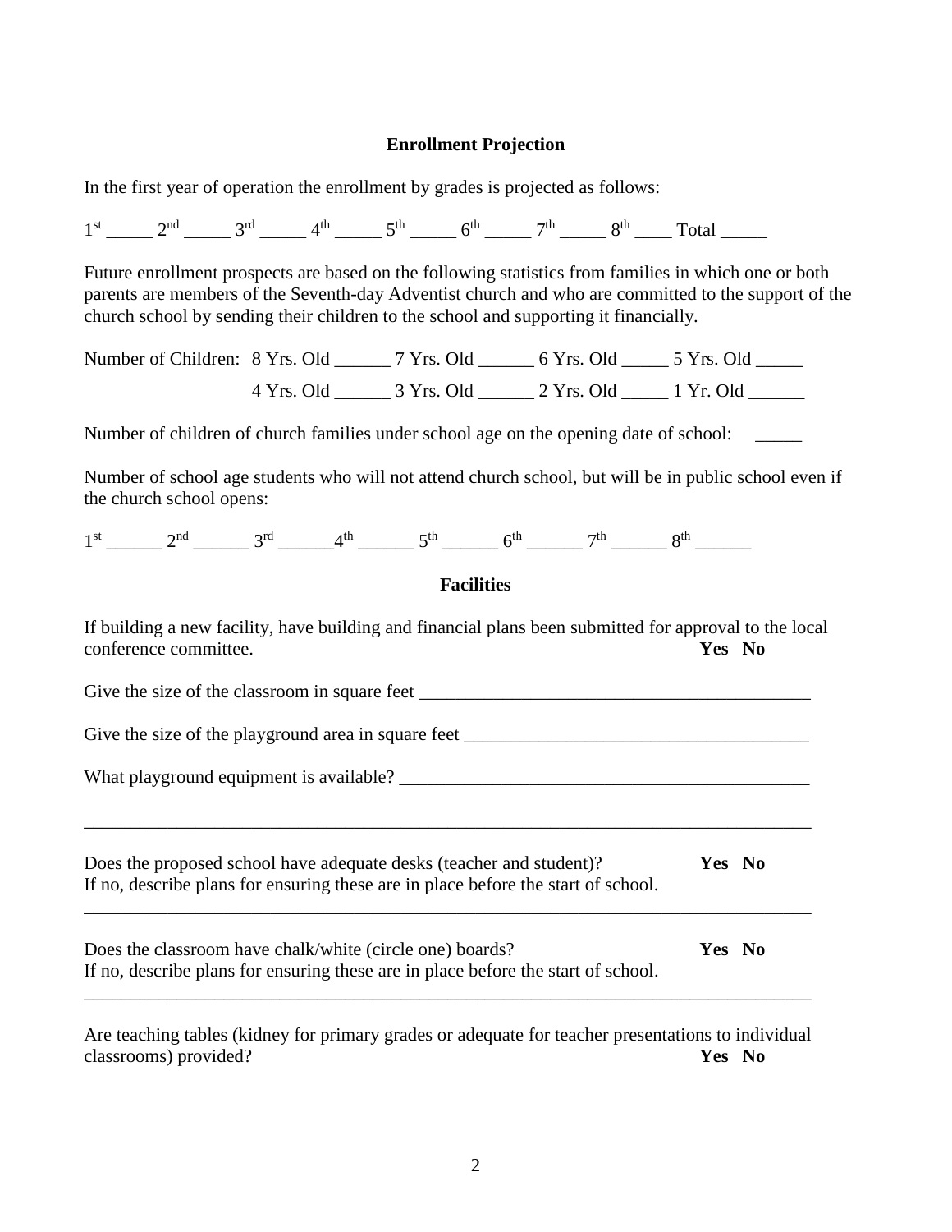## Enrollment Projection

In the first year of operation the enrollment by grades is projected as follows:

1st _____ 2nd _____ 3rd _____ 4th _____ 5th _____ 6th _____ 7th _____ 8th ____ Total _____

Future enrollment prospects are based on the following statistics from families in which one or both parents are members of the Seventh-day Adventist church and who are committed to the support of the church school by sending their children to the school and supporting it financially.

Number of Children: 8 Yrs. Old ______ 7 Yrs. Old ______ 6 Yrs. Old _____ 5 Yrs. Old _____

4 Yrs. Old ______ 3 Yrs. Old ______ 2 Yrs. Old _____ 1 Yr. Old ______

Number of children of church families under school age on the opening date of school: _____

Number of school age students who will not attend church school, but will be in public school even if the church school opens:

1st ______ 2nd ______ 3rd ______ 4th ______ 5th ______ 6th ______ 7th ______ 8th ______

## Facilities

If building a new facility, have building and financial plans been submitted for approval to the local conference committee. **Yes No**

Give the size of the classroom in square feet ___________________________________________

Give the size of the playground area in square feet _____________________________________

What playground equipment is available? _____________________________________________

_________________________________________________________________________________

Does the proposed school have adequate desks (teacher and student)? **Yes No**
If no, describe plans for ensuring these are in place before the start of school.

_________________________________________________________________________________

Does the classroom have chalk/white (circle one) boards? **Yes No**
If no, describe plans for ensuring these are in place before the start of school.

_________________________________________________________________________________

Are teaching tables (kidney for primary grades or adequate for teacher presentations to individual classrooms) provided? **Yes No**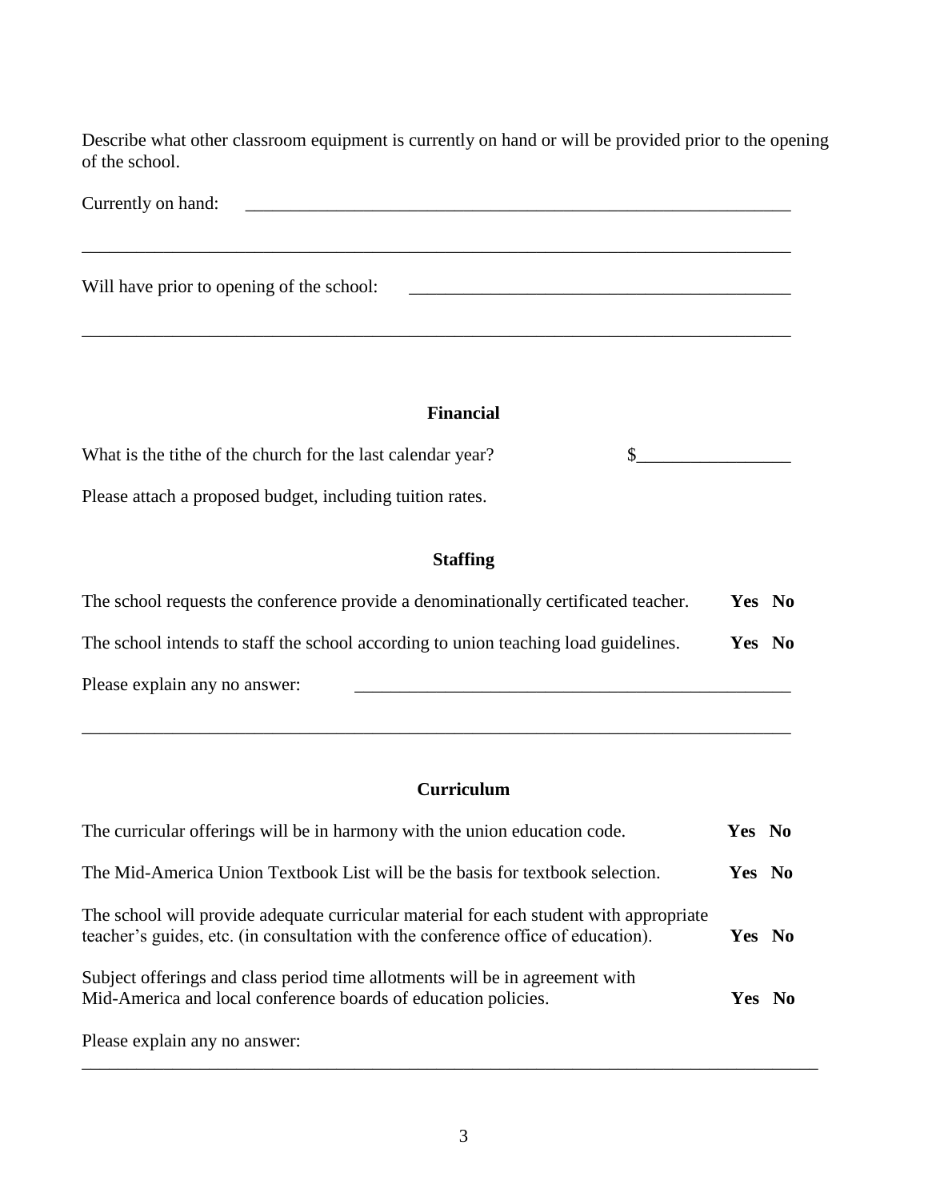Describe what other classroom equipment is currently on hand or will be provided prior to the opening of the school.

Currently on hand: ______________________________________________________________

____________________________________________________________________________

Will have prior to opening of the school: ____________________________________________

____________________________________________________________________________

## Financial

What is the tithe of the church for the last calendar year? $_________________

Please attach a proposed budget, including tuition rates.

## Staffing

The school requests the conference provide a denominationally certificated teacher. **Yes No**

The school intends to staff the school according to union teaching load guidelines. **Yes No**

Please explain any no answer: ______________________________________________

____________________________________________________________________________

## Curriculum

The curricular offerings will be in harmony with the union education code. **Yes No**

The Mid-America Union Textbook List will be the basis for textbook selection. **Yes No**

The school will provide adequate curricular material for each student with appropriate teacher's guides, etc. (in consultation with the conference office of education). **Yes No**

Subject offerings and class period time allotments will be in agreement with Mid-America and local conference boards of education policies. **Yes No**

Please explain any no answer:

____________________________________________________________________________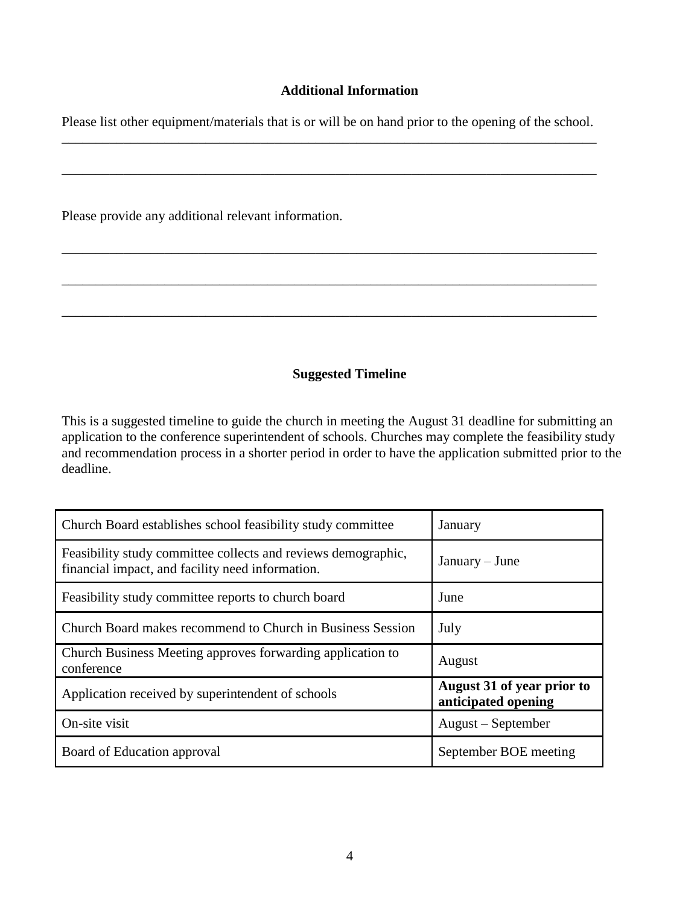## Additional Information

Please list other equipment/materials that is or will be on hand prior to the opening of the school.

_______________________________________________________________________________

_______________________________________________________________________________

Please provide any additional relevant information.

_______________________________________________________________________________

_______________________________________________________________________________

_______________________________________________________________________________

## Suggested Timeline

This is a suggested timeline to guide the church in meeting the August 31 deadline for submitting an application to the conference superintendent of schools. Churches may complete the feasibility study and recommendation process in a shorter period in order to have the application submitted prior to the deadline.

| | |
|---|---|
| Church Board establishes school feasibility study committee | January |
| Feasibility study committee collects and reviews demographic, financial impact, and facility need information. | January – June |
| Feasibility study committee reports to church board | June |
| Church Board makes recommend to Church in Business Session | July |
| Church Business Meeting approves forwarding application to conference | August |
| Application received by superintendent of schools | **August 31 of year prior to anticipated opening** |
| On-site visit | August – September |
| Board of Education approval | September BOE meeting |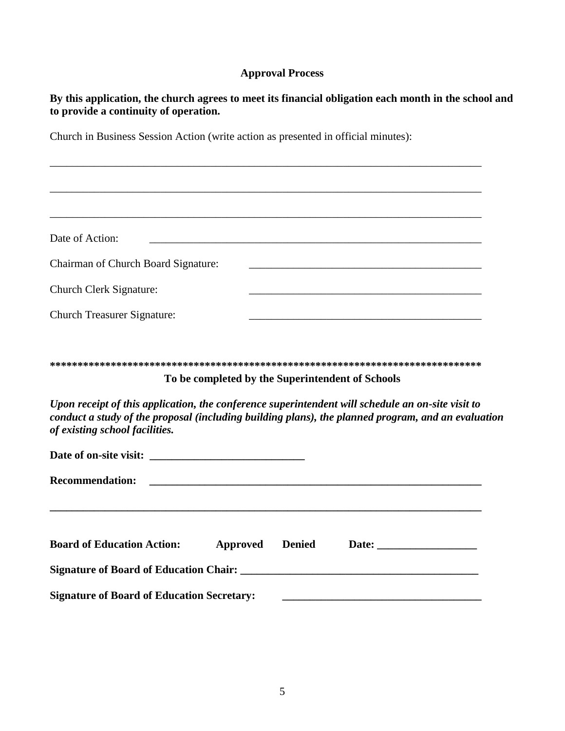## Approval Process

**By this application, the church agrees to meet its financial obligation each month in the school and to provide a continuity of operation.**

Church in Business Session Action (write action as presented in official minutes):

\_\_\_\_\_\_\_\_\_\_\_\_\_\_\_\_\_\_\_\_\_\_\_\_\_\_\_\_\_\_\_\_\_\_\_\_\_\_\_\_\_\_\_\_\_\_\_\_\_\_\_\_\_\_\_\_\_\_\_\_\_\_\_\_\_\_\_\_\_\_\_\_\_\_\_\_\_\_

\_\_\_\_\_\_\_\_\_\_\_\_\_\_\_\_\_\_\_\_\_\_\_\_\_\_\_\_\_\_\_\_\_\_\_\_\_\_\_\_\_\_\_\_\_\_\_\_\_\_\_\_\_\_\_\_\_\_\_\_\_\_\_\_\_\_\_\_\_\_\_\_\_\_\_\_\_\_

\_\_\_\_\_\_\_\_\_\_\_\_\_\_\_\_\_\_\_\_\_\_\_\_\_\_\_\_\_\_\_\_\_\_\_\_\_\_\_\_\_\_\_\_\_\_\_\_\_\_\_\_\_\_\_\_\_\_\_\_\_\_\_\_\_\_\_\_\_\_\_\_\_\_\_\_\_\_

Date of Action: \_\_\_\_\_\_\_\_\_\_\_\_\_\_\_\_\_\_\_\_\_\_\_\_\_\_\_\_\_\_\_\_\_\_\_\_\_\_\_\_\_\_\_\_\_\_\_\_\_\_\_\_\_\_\_\_

Chairman of Church Board Signature: \_\_\_\_\_\_\_\_\_\_\_\_\_\_\_\_\_\_\_\_\_\_\_\_\_\_\_\_\_\_\_\_\_\_\_\_\_\_\_\_

Church Clerk Signature: \_\_\_\_\_\_\_\_\_\_\_\_\_\_\_\_\_\_\_\_\_\_\_\_\_\_\_\_\_\_\_\_\_\_\_\_\_\_\_\_

Church Treasurer Signature: \_\_\_\_\_\_\_\_\_\_\_\_\_\_\_\_\_\_\_\_\_\_\_\_\_\_\_\_\_\_\_\_\_\_\_\_\_\_\_\_

**\*\*\*\*\*\*\*\*\*\*\*\*\*\*\*\*\*\*\*\*\*\*\*\*\*\*\*\*\*\*\*\*\*\*\*\*\*\*\*\*\*\*\*\*\*\*\*\*\*\*\*\*\*\*\*\*\*\*\*\*\*\*\*\*\*\*\*\*\*\*\*\*\*\*\*\*\*\***

**To be completed by the Superintendent of Schools**

***Upon receipt of this application, the conference superintendent will schedule an on-site visit to conduct a study of the proposal (including building plans), the planned program, and an evaluation of existing school facilities.***

**Date of on-site visit: \_\_\_\_\_\_\_\_\_\_\_\_\_\_\_\_\_\_\_\_\_\_\_\_\_\_\_\_**

**Recommendation: \_\_\_\_\_\_\_\_\_\_\_\_\_\_\_\_\_\_\_\_\_\_\_\_\_\_\_\_\_\_\_\_\_\_\_\_\_\_\_\_\_\_\_\_\_\_\_\_\_\_\_\_\_\_\_\_\_\_**

**\_\_\_\_\_\_\_\_\_\_\_\_\_\_\_\_\_\_\_\_\_\_\_\_\_\_\_\_\_\_\_\_\_\_\_\_\_\_\_\_\_\_\_\_\_\_\_\_\_\_\_\_\_\_\_\_\_\_\_\_\_\_\_\_\_\_\_\_\_\_\_\_\_\_\_\_\_\_**

**Board of Education Action: Approved Denied Date: \_\_\_\_\_\_\_\_\_\_\_\_\_\_\_\_\_\_**

**Signature of Board of Education Chair: \_\_\_\_\_\_\_\_\_\_\_\_\_\_\_\_\_\_\_\_\_\_\_\_\_\_\_\_\_\_\_\_\_\_\_\_\_\_\_\_\_\_\_\_**

**Signature of Board of Education Secretary: \_\_\_\_\_\_\_\_\_\_\_\_\_\_\_\_\_\_\_\_\_\_\_\_\_\_\_\_\_\_\_\_\_\_\_\_**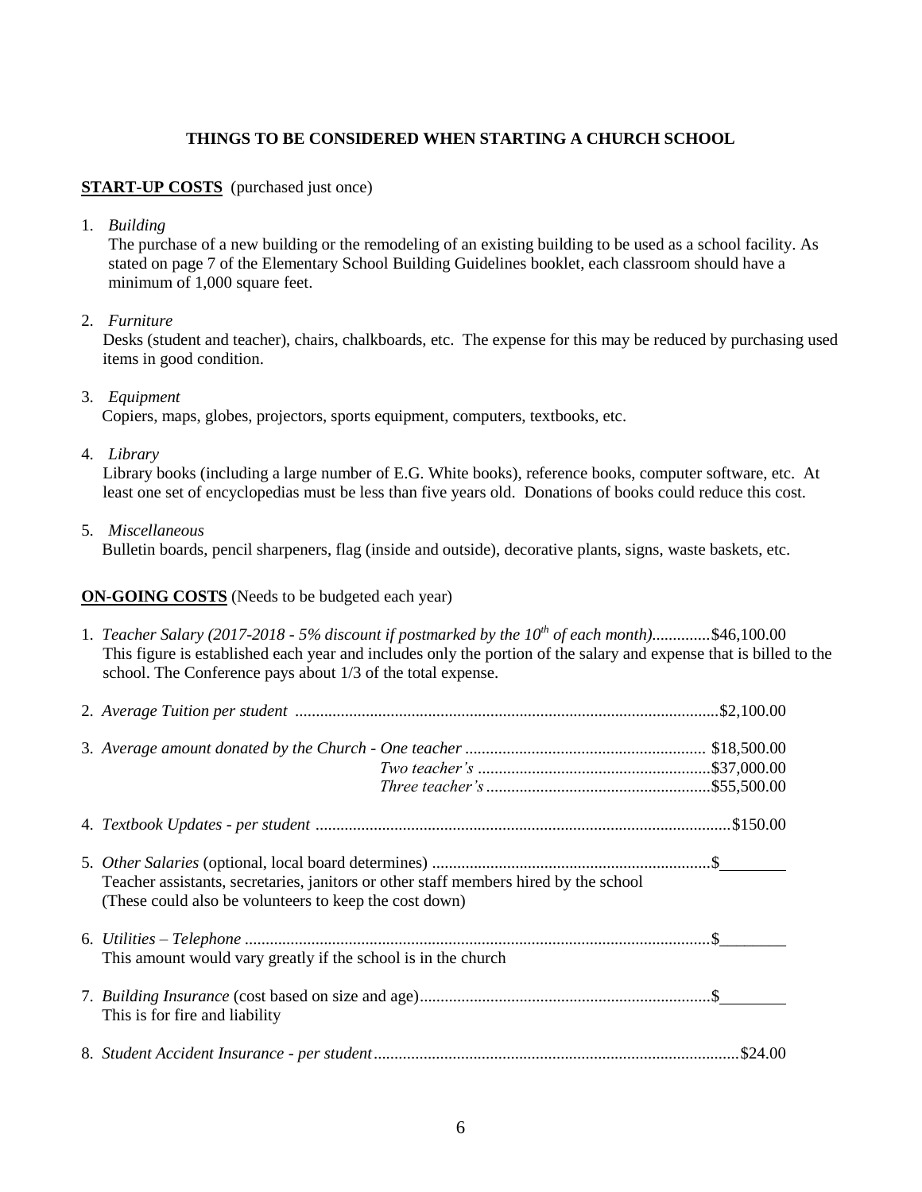**THINGS TO BE CONSIDERED WHEN STARTING A CHURCH SCHOOL**

**START-UP COSTS** (purchased just once)

1. *Building*
   The purchase of a new building or the remodeling of an existing building to be used as a school facility. As stated on page 7 of the Elementary School Building Guidelines booklet, each classroom should have a minimum of 1,000 square feet.

2. *Furniture*
   Desks (student and teacher), chairs, chalkboards, etc. The expense for this may be reduced by purchasing used items in good condition.

3. *Equipment*
   Copiers, maps, globes, projectors, sports equipment, computers, textbooks, etc.

4. *Library*
   Library books (including a large number of E.G. White books), reference books, computer software, etc. At least one set of encyclopedias must be less than five years old. Donations of books could reduce this cost.

5. *Miscellaneous*
   Bulletin boards, pencil sharpeners, flag (inside and outside), decorative plants, signs, waste baskets, etc.

**ON-GOING COSTS** (Needs to be budgeted each year)

1. *Teacher Salary (2017-2018 - 5% discount if postmarked by the 10th of each month)*..............$46,100.00
   This figure is established each year and includes only the portion of the salary and expense that is billed to the school. The Conference pays about 1/3 of the total expense.

2. *Average Tuition per student* ......................................................................................................$2,100.00

3. *Average amount donated by the Church - One teacher* .......................................................... $18,500.00
   *Two teacher's* ........................................................$37,000.00
   *Three teacher's* ......................................................$55,500.00

4. *Textbook Updates - per student* ..................................................................................................$150.00

5. *Other Salaries* (optional, local board determines) ...................................................................$________
   Teacher assistants, secretaries, janitors or other staff members hired by the school
   (These could also be volunteers to keep the cost down)

6. *Utilities – Telephone* ................................................................................................................$________
   This amount would vary greatly if the school is in the church

7. *Building Insurance* (cost based on size and age)......................................................................$________
   This is for fire and liability

8. *Student Accident Insurance - per student*.......................................................................................$24.00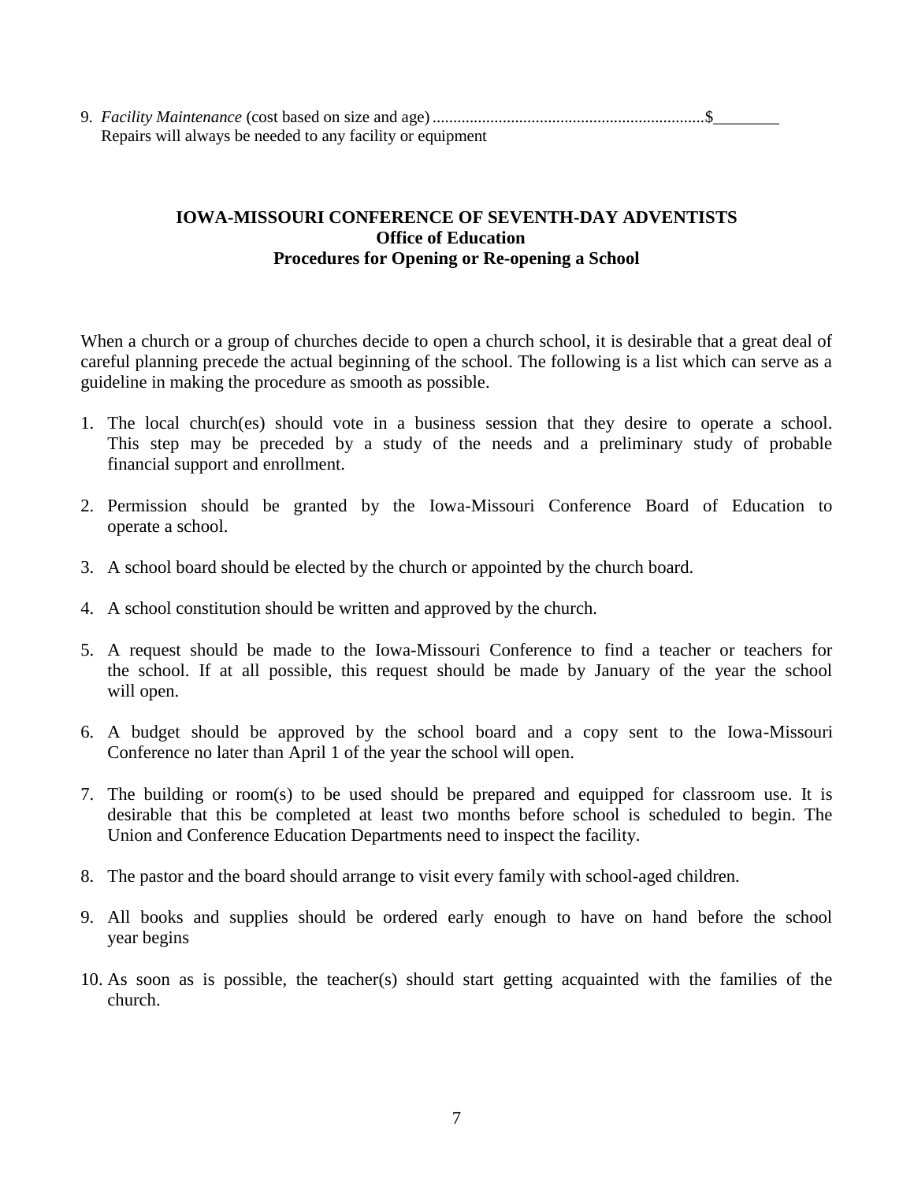9. *Facility Maintenance* (cost based on size and age) .................................................................$________
   Repairs will always be needed to any facility or equipment

**IOWA-MISSOURI CONFERENCE OF SEVENTH-DAY ADVENTISTS**
**Office of Education**
**Procedures for Opening or Re-opening a School**

When a church or a group of churches decide to open a church school, it is desirable that a great deal of careful planning precede the actual beginning of the school. The following is a list which can serve as a guideline in making the procedure as smooth as possible.

1. The local church(es) should vote in a business session that they desire to operate a school. This step may be preceded by a study of the needs and a preliminary study of probable financial support and enrollment.
2. Permission should be granted by the Iowa-Missouri Conference Board of Education to operate a school.
3. A school board should be elected by the church or appointed by the church board.
4. A school constitution should be written and approved by the church.
5. A request should be made to the Iowa-Missouri Conference to find a teacher or teachers for the school. If at all possible, this request should be made by January of the year the school will open.
6. A budget should be approved by the school board and a copy sent to the Iowa-Missouri Conference no later than April 1 of the year the school will open.
7. The building or room(s) to be used should be prepared and equipped for classroom use. It is desirable that this be completed at least two months before school is scheduled to begin. The Union and Conference Education Departments need to inspect the facility.
8. The pastor and the board should arrange to visit every family with school-aged children.
9. All books and supplies should be ordered early enough to have on hand before the school year begins
10. As soon as is possible, the teacher(s) should start getting acquainted with the families of the church.